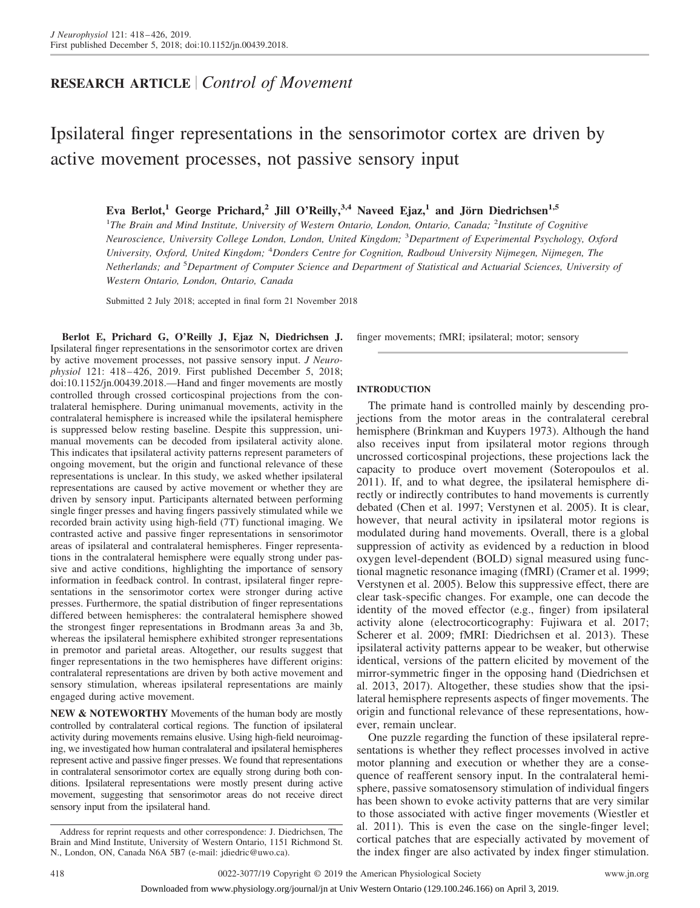## RESEARCH ARTICLE | *Control of Movement*

# Ipsilateral finger representations in the sensorimotor cortex are driven by active movement processes, not passive sensory input

**Eva Berlot,[1] George Prichard,[2] Jill O'Reilly,[3,4] Naveed Ejaz,[1] and Jörn Diedrichsen[1,5]**

[1]*The Brain and Mind Institute, University of Western Ontario, London, Ontario, Canada;* [2]*Institute of Cognitive Neuroscience, University College London, London, United Kingdom;* [3]*Department of Experimental Psychology, Oxford University, Oxford, United Kingdom;* [4]*Donders Centre for Cognition, Radboud University Nijmegen, Nijmegen, The Netherlands; and* [5]*Department of Computer Science and Department of Statistical and Actuarial Sciences, University of Western Ontario, London, Ontario, Canada*

Submitted 2 July 2018; accepted in final form 21 November 2018

**Berlot E, Prichard G, O'Reilly J, Ejaz N, Diedrichsen J.** Ipsilateral finger representations in the sensorimotor cortex are driven by active movement processes, not passive sensory input. *J Neurophysiol* 121: 418–426, 2019. First published December 5, 2018; doi:10.1152/jn.00439.2018.—Hand and finger movements are mostly controlled through crossed corticospinal projections from the contralateral hemisphere. During unimanual movements, activity in the contralateral hemisphere is increased while the ipsilateral hemisphere is suppressed below resting baseline. Despite this suppression, unimanual movements can be decoded from ipsilateral activity alone. This indicates that ipsilateral activity patterns represent parameters of ongoing movement, but the origin and functional relevance of these representations is unclear. In this study, we asked whether ipsilateral representations are caused by active movement or whether they are driven by sensory input. Participants alternated between performing single finger presses and having fingers passively stimulated while we recorded brain activity using high-field (7T) functional imaging. We contrasted active and passive finger representations in sensorimotor areas of ipsilateral and contralateral hemispheres. Finger representations in the contralateral hemisphere were equally strong under passive and active conditions, highlighting the importance of sensory information in feedback control. In contrast, ipsilateral finger representations in the sensorimotor cortex were stronger during active presses. Furthermore, the spatial distribution of finger representations differed between hemispheres: the contralateral hemisphere showed the strongest finger representations in Brodmann areas 3a and 3b, whereas the ipsilateral hemisphere exhibited stronger representations in premotor and parietal areas. Altogether, our results suggest that finger representations in the two hemispheres have different origins: contralateral representations are driven by both active movement and sensory stimulation, whereas ipsilateral representations are mainly engaged during active movement.

**NEW & NOTEWORTHY** Movements of the human body are mostly controlled by contralateral cortical regions. The function of ipsilateral activity during movements remains elusive. Using high-field neuroimaging, we investigated how human contralateral and ipsilateral hemispheres represent active and passive finger presses. We found that representations in contralateral sensorimotor cortex are equally strong during both conditions. Ipsilateral representations were mostly present during active movement, suggesting that sensorimotor areas do not receive direct sensory input from the ipsilateral hand.

finger movements; fMRI; ipsilateral; motor; sensory

## INTRODUCTION

The primate hand is controlled mainly by descending projections from the motor areas in the contralateral cerebral hemisphere (Brinkman and Kuypers 1973). Although the hand also receives input from ipsilateral motor regions through uncrossed corticospinal projections, these projections lack the capacity to produce overt movement (Soteropoulos et al. 2011). If, and to what degree, the ipsilateral hemisphere directly or indirectly contributes to hand movements is currently debated (Chen et al. 1997; Verstynen et al. 2005). It is clear, however, that neural activity in ipsilateral motor regions is modulated during hand movements. Overall, there is a global suppression of activity as evidenced by a reduction in blood oxygen level-dependent (BOLD) signal measured using functional magnetic resonance imaging (fMRI) (Cramer et al. 1999; Verstynen et al. 2005). Below this suppressive effect, there are clear task-specific changes. For example, one can decode the identity of the moved effector (e.g., finger) from ipsilateral activity alone (electrocorticography: Fujiwara et al. 2017; Scherer et al. 2009; fMRI: Diedrichsen et al. 2013). These ipsilateral activity patterns appear to be weaker, but otherwise identical, versions of the pattern elicited by movement of the mirror-symmetric finger in the opposing hand (Diedrichsen et al. 2013, 2017). Altogether, these studies show that the ipsilateral hemisphere represents aspects of finger movements. The origin and functional relevance of these representations, however, remain unclear.

One puzzle regarding the function of these ipsilateral representations is whether they reflect processes involved in active motor planning and execution or whether they are a consequence of reafferent sensory input. In the contralateral hemisphere, passive somatosensory stimulation of individual fingers has been shown to evoke activity patterns that are very similar to those associated with active finger movements (Wiestler et al. 2011). This is even the case on the single-finger level; cortical patches that are especially activated by movement of the index finger are also activated by index finger stimulation.

Address for reprint requests and other correspondence: J. Diedrichsen, The Brain and Mind Institute, University of Western Ontario, 1151 Richmond St. N., London, ON, Canada N6A 5B7 (e-mail: jdiedric@uwo.ca).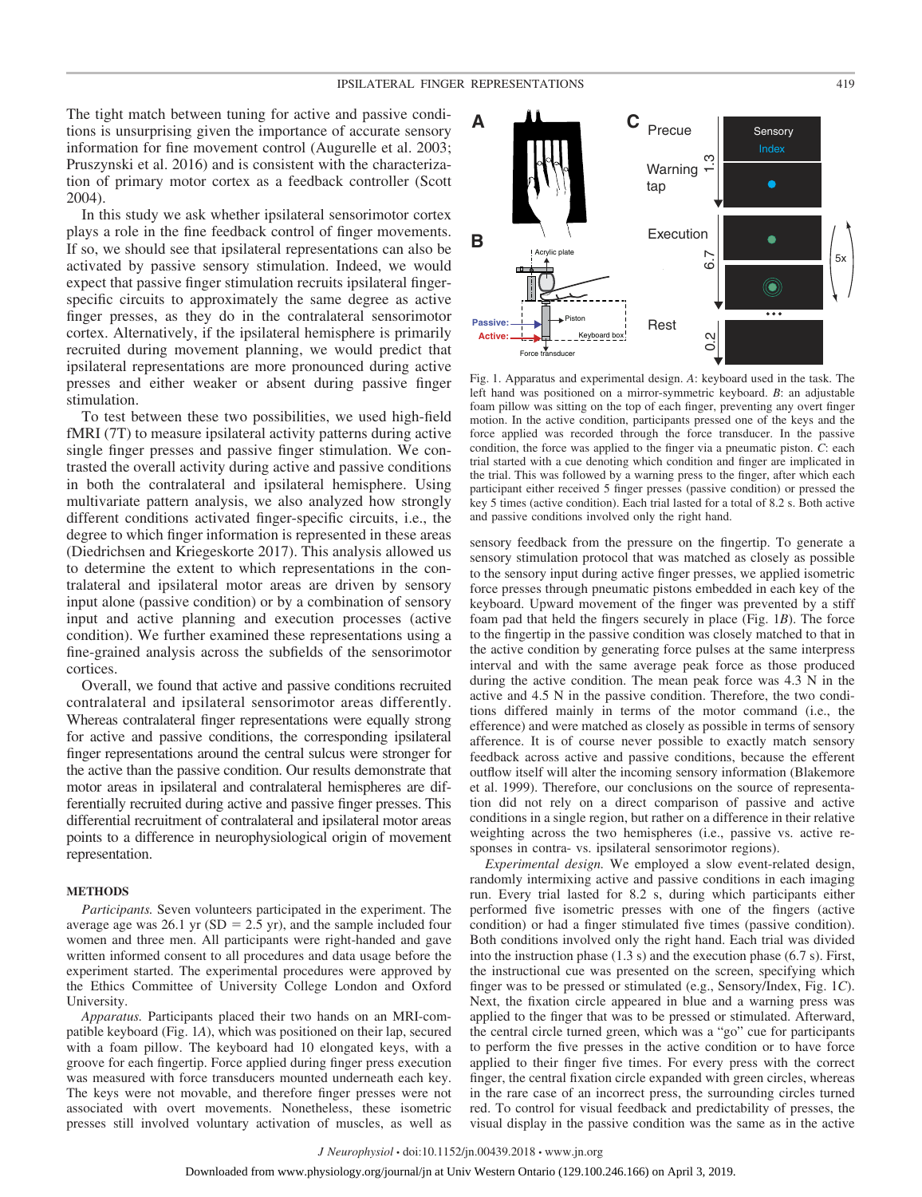The tight match between tuning for active and passive conditions is unsurprising given the importance of accurate sensory information for fine movement control (Augurelle et al. 2003; Pruszynski et al. 2016) and is consistent with the characterization of primary motor cortex as a feedback controller (Scott 2004).

In this study we ask whether ipsilateral sensorimotor cortex plays a role in the fine feedback control of finger movements. If so, we should see that ipsilateral representations can also be activated by passive sensory stimulation. Indeed, we would expect that passive finger stimulation recruits ipsilateral finger-specific circuits to approximately the same degree as active finger presses, as they do in the contralateral sensorimotor cortex. Alternatively, if the ipsilateral hemisphere is primarily recruited during movement planning, we would predict that ipsilateral representations are more pronounced during active presses and either weaker or absent during passive finger stimulation.

To test between these two possibilities, we used high-field fMRI (7T) to measure ipsilateral activity patterns during active single finger presses and passive finger stimulation. We contrasted the overall activity during active and passive conditions in both the contralateral and ipsilateral hemisphere. Using multivariate pattern analysis, we also analyzed how strongly different conditions activated finger-specific circuits, i.e., the degree to which finger information is represented in these areas (Diedrichsen and Kriegeskorte 2017). This analysis allowed us to determine the extent to which representations in the contralateral and ipsilateral motor areas are driven by sensory input alone (passive condition) or by a combination of sensory input and active planning and execution processes (active condition). We further examined these representations using a fine-grained analysis across the subfields of the sensorimotor cortices.

Overall, we found that active and passive conditions recruited contralateral and ipsilateral sensorimotor areas differently. Whereas contralateral finger representations were equally strong for active and passive conditions, the corresponding ipsilateral finger representations around the central sulcus were stronger for the active than the passive condition. Our results demonstrate that motor areas in ipsilateral and contralateral hemispheres are differentially recruited during active and passive finger presses. This differential recruitment of contralateral and ipsilateral motor areas points to a difference in neurophysiological origin of movement representation.

## METHODS

*Participants.* Seven volunteers participated in the experiment. The average age was 26.1 yr (SD = 2.5 yr), and the sample included four women and three men. All participants were right-handed and gave written informed consent to all procedures and data usage before the experiment started. The experimental procedures were approved by the Ethics Committee of University College London and Oxford University.

*Apparatus.* Participants placed their two hands on an MRI-compatible keyboard (Fig. 1*A*), which was positioned on their lap, secured with a foam pillow. The keyboard had 10 elongated keys, with a groove for each fingertip. Force applied during finger press execution was measured with force transducers mounted underneath each key. The keys were not movable, and therefore finger presses were not associated with overt movements. Nonetheless, these isometric presses still involved voluntary activation of muscles, as well as sensory feedback from the pressure on the fingertip. To generate a sensory stimulation protocol that was matched as closely as possible to the sensory input during active finger presses, we applied isometric force presses through pneumatic pistons embedded in each key of the keyboard. Upward movement of the finger was prevented by a stiff foam pad that held the fingers securely in place (Fig. 1*B*). The force to the fingertip in the passive condition was closely matched to that in the active condition by generating force pulses at the same interpress interval and with the same average peak force as those produced during the active condition. The mean peak force was 4.3 N in the active and 4.5 N in the passive condition. Therefore, the two conditions differed mainly in terms of the motor command (i.e., the efference) and were matched as closely as possible in terms of sensory afference. It is of course never possible to exactly match sensory feedback across active and passive conditions, because the efferent outflow itself will alter the incoming sensory information (Blakemore et al. 1999). Therefore, our conclusions on the source of representation did not rely on a direct comparison of passive and active conditions in a single region, but rather on a difference in their relative weighting across the two hemispheres (i.e., passive vs. active responses in contra- vs. ipsilateral sensorimotor regions).

Fig. 1. Apparatus and experimental design. *A*: keyboard used in the task. The left hand was positioned on a mirror-symmetric keyboard. *B*: an adjustable foam pillow was sitting on the top of each finger, preventing any overt finger motion. In the active condition, participants pressed one of the keys and the force applied was recorded through the force transducer. In the passive condition, the force was applied to the finger via a pneumatic piston. *C*: each trial started with a cue denoting which condition and finger are implicated in the trial. This was followed by a warning press to the finger, after which each participant either received 5 finger presses (passive condition) or pressed the key 5 times (active condition). Each trial lasted for a total of 8.2 s. Both active and passive conditions involved only the right hand.

*Experimental design.* We employed a slow event-related design, randomly intermixing active and passive conditions in each imaging run. Every trial lasted for 8.2 s, during which participants either performed five isometric presses with one of the fingers (active condition) or had a finger stimulated five times (passive condition). Both conditions involved only the right hand. Each trial was divided into the instruction phase (1.3 s) and the execution phase (6.7 s). First, the instructional cue was presented on the screen, specifying which finger was to be pressed or stimulated (e.g., Sensory/Index, Fig. 1*C*). Next, the fixation circle appeared in blue and a warning press was applied to the finger that was to be pressed or stimulated. Afterward, the central circle turned green, which was a "go" cue for participants to perform the five presses in the active condition or to have force applied to their finger five times. For every press with the correct finger, the central fixation circle expanded with green circles, whereas in the rare case of an incorrect press, the surrounding circles turned red. To control for visual feedback and predictability of presses, the visual display in the passive condition was the same as in the active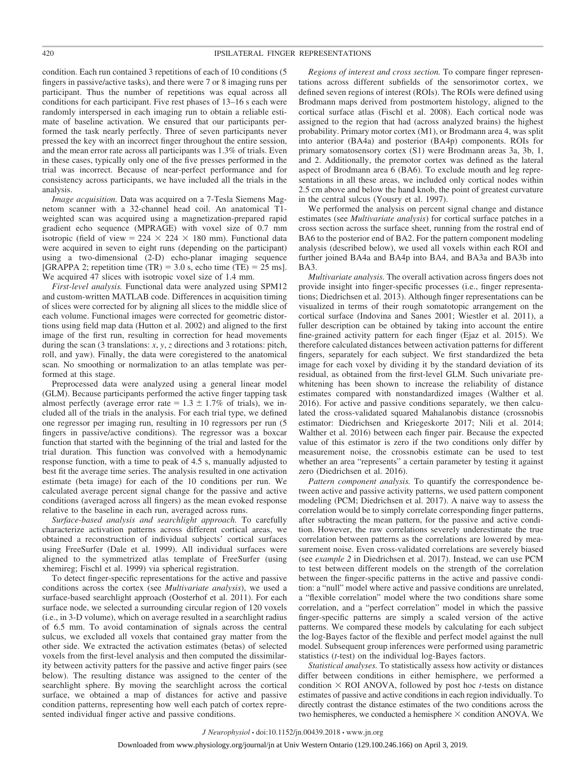condition. Each run contained 3 repetitions of each of 10 conditions (5 fingers in passive/active tasks), and there were 7 or 8 imaging runs per participant. Thus the number of repetitions was equal across all conditions for each participant. Five rest phases of 13–16 s each were randomly interspersed in each imaging run to obtain a reliable estimate of baseline activation. We ensured that our participants performed the task nearly perfectly. Three of seven participants never pressed the key with an incorrect finger throughout the entire session, and the mean error rate across all participants was 1.3% of trials. Even in these cases, typically only one of the five presses performed in the trial was incorrect. Because of near-perfect performance and for consistency across participants, we have included all the trials in the analysis.

*Image acquisition.* Data was acquired on a 7-Tesla Siemens Magnetom scanner with a 32-channel head coil. An anatomical T1-weighted scan was acquired using a magnetization-prepared rapid gradient echo sequence (MPRAGE) with voxel size of 0.7 mm isotropic (field of view = 224 × 224 × 180 mm). Functional data were acquired in seven to eight runs (depending on the participant) using a two-dimensional (2-D) echo-planar imaging sequence [GRAPPA 2; repetition time (TR) = 3.0 s, echo time (TE) = 25 ms]. We acquired 47 slices with isotropic voxel size of 1.4 mm.

*First-level analysis.* Functional data were analyzed using SPM12 and custom-written MATLAB code. Differences in acquisition timing of slices were corrected for by aligning all slices to the middle slice of each volume. Functional images were corrected for geometric distortions using field map data (Hutton et al. 2002) and aligned to the first image of the first run, resulting in correction for head movements during the scan (3 translations: *x*, *y*, *z* directions and 3 rotations: pitch, roll, and yaw). Finally, the data were coregistered to the anatomical scan. No smoothing or normalization to an atlas template was performed at this stage.

Preprocessed data were analyzed using a general linear model (GLM). Because participants performed the active finger tapping task almost perfectly (average error rate = 1.3 ± 1.7% of trials), we included all of the trials in the analysis. For each trial type, we defined one regressor per imaging run, resulting in 10 regressors per run (5 fingers in passive/active conditions). The regressor was a boxcar function that started with the beginning of the trial and lasted for the trial duration. This function was convolved with a hemodynamic response function, with a time to peak of 4.5 s, manually adjusted to best fit the average time series. The analysis resulted in one activation estimate (beta image) for each of the 10 conditions per run. We calculated average percent signal change for the passive and active conditions (averaged across all fingers) as the mean evoked response relative to the baseline in each run, averaged across runs.

*Surface-based analysis and searchlight approach.* To carefully characterize activation patterns across different cortical areas, we obtained a reconstruction of individual subjects' cortical surfaces using FreeSurfer (Dale et al. 1999). All individual surfaces were aligned to the symmetrized atlas template of FreeSurfer (using xhemireg; Fischl et al. 1999) via spherical registration.

To detect finger-specific representations for the active and passive conditions across the cortex (see *Multivariate analysis*), we used a surface-based searchlight approach (Oosterhof et al. 2011). For each surface node, we selected a surrounding circular region of 120 voxels (i.e., in 3-D volume), which on average resulted in a searchlight radius of 6.5 mm. To avoid contamination of signals across the central sulcus, we excluded all voxels that contained gray matter from the other side. We extracted the activation estimates (betas) of selected voxels from the first-level analysis and then computed the dissimilarity between activity patters for the passive and active finger pairs (see below). The resulting distance was assigned to the center of the searchlight sphere. By moving the searchlight across the cortical surface, we obtained a map of distances for active and passive condition patterns, representing how well each patch of cortex represented individual finger active and passive conditions.

*Regions of interest and cross section.* To compare finger representations across different subfields of the sensorimotor cortex, we defined seven regions of interest (ROIs). The ROIs were defined using Brodmann maps derived from postmortem histology, aligned to the cortical surface atlas (Fischl et al. 2008). Each cortical node was assigned to the region that had (across analyzed brains) the highest probability. Primary motor cortex (M1), or Brodmann area 4, was split into anterior (BA4a) and posterior (BA4p) components. ROIs for primary somatosensory cortex (S1) were Brodmann areas 3a, 3b, 1, and 2. Additionally, the premotor cortex was defined as the lateral aspect of Brodmann area 6 (BA6). To exclude mouth and leg representations in all these areas, we included only cortical nodes within 2.5 cm above and below the hand knob, the point of greatest curvature in the central sulcus (Yousry et al. 1997).

We performed the analysis on percent signal change and distance estimates (see *Multivariate analysis*) for cortical surface patches in a cross section across the surface sheet, running from the rostral end of BA6 to the posterior end of BA2. For the pattern component modeling analysis (described below), we used all voxels within each ROI and further joined BA4a and BA4p into BA4, and BA3a and BA3b into BA3.

*Multivariate analysis.* The overall activation across fingers does not provide insight into finger-specific processes (i.e., finger representations; Diedrichsen et al. 2013). Although finger representations can be visualized in terms of their rough somatotopic arrangement on the cortical surface (Indovina and Sanes 2001; Wiestler et al. 2011), a fuller description can be obtained by taking into account the entire fine-grained activity pattern for each finger (Ejaz et al. 2015). We therefore calculated distances between activation patterns for different fingers, separately for each subject. We first standardized the beta image for each voxel by dividing it by the standard deviation of its residual, as obtained from the first-level GLM. Such univariate prewhitening has been shown to increase the reliability of distance estimates compared with nonstandardized images (Walther et al. 2016). For active and passive conditions separately, we then calculated the cross-validated squared Mahalanobis distance (crossnobis estimator: Diedrichsen and Kriegeskorte 2017; Nili et al. 2014; Walther et al. 2016) between each finger pair. Because the expected value of this estimator is zero if the two conditions only differ by measurement noise, the crossnobis estimate can be used to test whether an area "represents" a certain parameter by testing it against zero (Diedrichsen et al. 2016).

*Pattern component analysis.* To quantify the correspondence between active and passive activity patterns, we used pattern component modeling (PCM; Diedrichsen et al. 2017). A naive way to assess the correlation would be to simply correlate corresponding finger patterns, after subtracting the mean pattern, for the passive and active condition. However, the raw correlations severely underestimate the true correlation between patterns as the correlations are lowered by measurement noise. Even cross-validated correlations are severely biased (see *example 2* in Diedrichsen et al. 2017). Instead, we can use PCM to test between different models on the strength of the correlation between the finger-specific patterns in the active and passive condition: a "null" model where active and passive conditions are unrelated, a "flexible correlation" model where the two conditions share some correlation, and a "perfect correlation" model in which the passive finger-specific patterns are simply a scaled version of the active patterns. We compared these models by calculating for each subject the log-Bayes factor of the flexible and perfect model against the null model. Subsequent group inferences were performed using parametric statistics (*t*-test) on the individual log-Bayes factors.

*Statistical analyses.* To statistically assess how activity or distances differ between conditions in either hemisphere, we performed a condition × ROI ANOVA, followed by post hoc *t*-tests on distance estimates of passive and active conditions in each region individually. To directly contrast the distance estimates of the two conditions across the two hemispheres, we conducted a hemisphere × condition ANOVA. We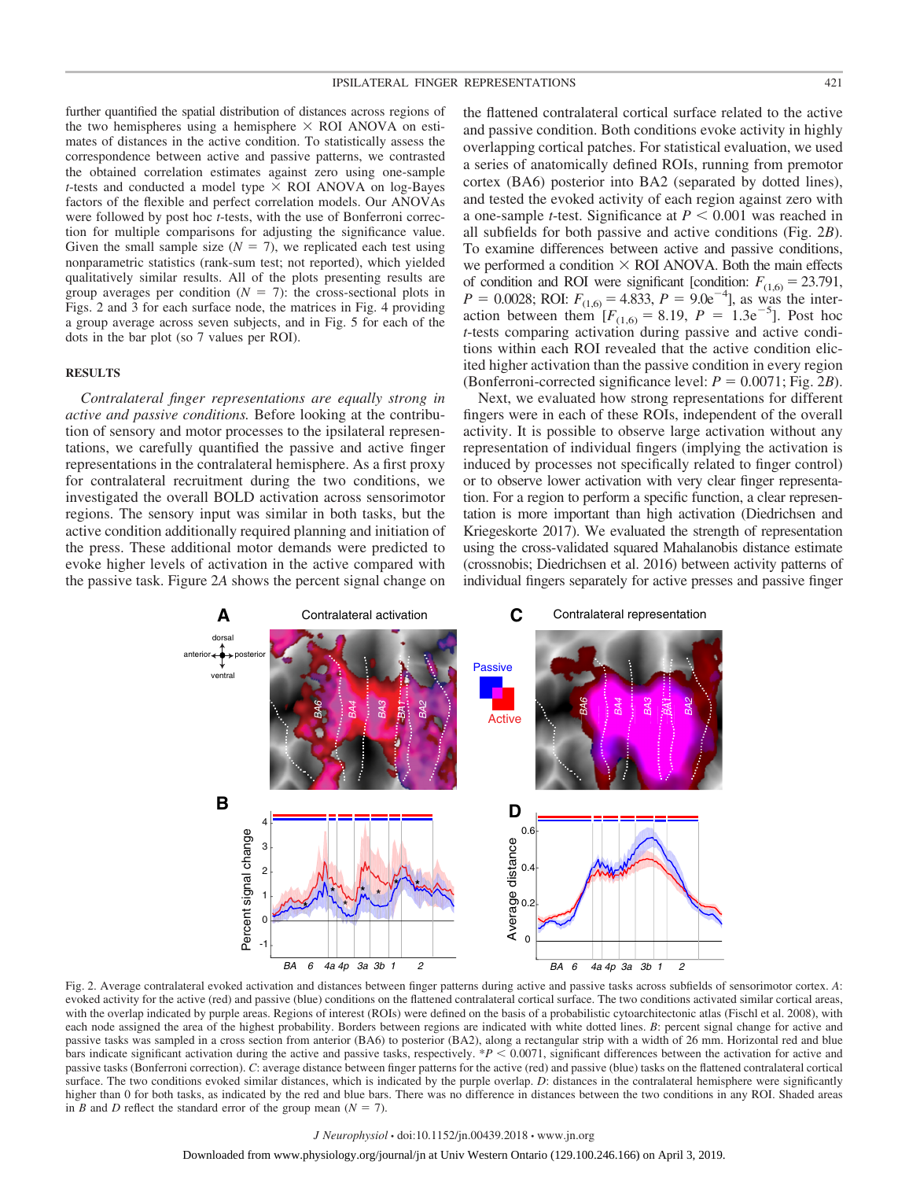further quantified the spatial distribution of distances across regions of the two hemispheres using a hemisphere × ROI ANOVA on estimates of distances in the active condition. To statistically assess the correspondence between active and passive patterns, we contrasted the obtained correlation estimates against zero using one-sample $t$-tests and conducted a model type × ROI ANOVA on log-Bayes factors of the flexible and perfect correlation models. Our ANOVAs were followed by post hoc $t$-tests, with the use of Bonferroni correction for multiple comparisons for adjusting the significance value. Given the small sample size ($N = 7$), we replicated each test using nonparametric statistics (rank-sum test; not reported), which yielded qualitatively similar results. All of the plots presenting results are group averages per condition ($N = 7$): the cross-sectional plots in Figs. 2 and 3 for each surface node, the matrices in Fig. 4 providing a group average across seven subjects, and in Fig. 5 for each of the dots in the bar plot (so 7 values per ROI).

## RESULTS

*Contralateral finger representations are equally strong in active and passive conditions.* Before looking at the contribution of sensory and motor processes to the ipsilateral representations, we carefully quantified the passive and active finger representations in the contralateral hemisphere. As a first proxy for contralateral recruitment during the two conditions, we investigated the overall BOLD activation across sensorimotor regions. The sensory input was similar in both tasks, but the active condition additionally required planning and initiation of the press. These additional motor demands were predicted to evoke higher levels of activation in the active compared with the passive task. Figure 2*A* shows the percent signal change on the flattened contralateral cortical surface related to the active and passive condition. Both conditions evoke activity in highly overlapping cortical patches. For statistical evaluation, we used a series of anatomically defined ROIs, running from premotor cortex (BA6) posterior into BA2 (separated by dotted lines), and tested the evoked activity of each region against zero with a one-sample $t$-test. Significance at $P < 0.001$ was reached in all subfields for both passive and active conditions (Fig. 2*B*). To examine differences between active and passive conditions, we performed a condition × ROI ANOVA. Both the main effects of condition and ROI were significant [condition: $F_{(1,6)} = 23.791$, $P = 0.0028$; ROI: $F_{(1,6)} = 4.833$, $P = 9.0e^{-4}$], as was the interaction between them [$F_{(1,6)} = 8.19$, $P = 1.3e^{-5}$]. Post hoc $t$-tests comparing activation during passive and active conditions within each ROI revealed that the active condition elicited higher activation than the passive condition in every region (Bonferroni-corrected significance level: $P = 0.0071$; Fig. 2*B*).

Next, we evaluated how strong representations for different fingers were in each of these ROIs, independent of the overall activity. It is possible to observe large activation without any representation of individual fingers (implying the activation is induced by processes not specifically related to finger control) or to observe lower activation with very clear finger representation. For a region to perform a specific function, a clear representation is more important than high activation (Diedrichsen and Kriegeskorte 2017). We evaluated the strength of representation using the cross-validated squared Mahalanobis distance estimate (crossnobis; Diedrichsen et al. 2016) between activity patterns of individual fingers separately for active presses and passive finger

Fig. 2. Average contralateral evoked activation and distances between finger patterns during active and passive tasks across subfields of sensorimotor cortex. *A*: evoked activity for the active (red) and passive (blue) conditions on the flattened contralateral cortical surface. The two conditions activated similar cortical areas, with the overlap indicated by purple areas. Regions of interest (ROIs) were defined on the basis of a probabilistic cytoarchitectonic atlas (Fischl et al. 2008), with each node assigned the area of the highest probability. Borders between regions are indicated with white dotted lines. *B*: percent signal change for active and passive tasks was sampled in a cross section from anterior (BA6) to posterior (BA2), along a rectangular strip with a width of 26 mm. Horizontal red and blue bars indicate significant activation during the active and passive tasks, respectively. $*P < 0.0071$, significant differences between the activation for active and passive tasks (Bonferroni correction). *C*: average distance between finger patterns for the active (red) and passive (blue) tasks on the flattened contralateral cortical surface. The two conditions evoked similar distances, which is indicated by the purple overlap. *D*: distances in the contralateral hemisphere were significantly higher than 0 for both tasks, as indicated by the red and blue bars. There was no difference in distances between the two conditions in any ROI. Shaded areas in *B* and *D* reflect the standard error of the group mean ($N = 7$).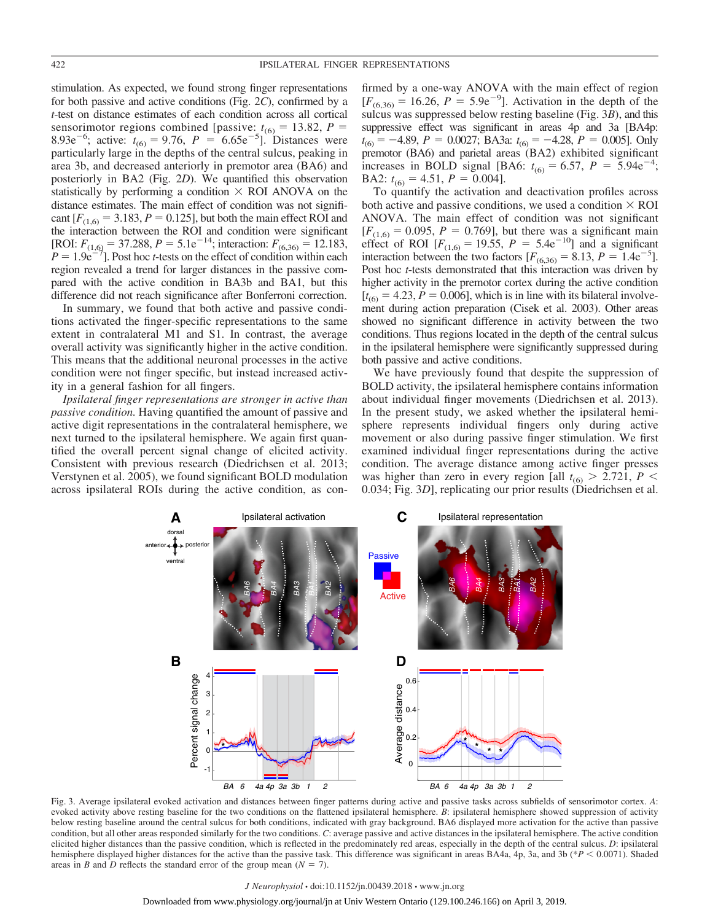stimulation. As expected, we found strong finger representations for both passive and active conditions (Fig. 2*C*), confirmed by a *t*-test on distance estimates of each condition across all cortical sensorimotor regions combined [passive: $t_{(6)} = 13.82$, $P = 8.93e^{-6}$; active: $t_{(6)} = 9.76$, $P = 6.65e^{-5}$]. Distances were particularly large in the depths of the central sulcus, peaking in area 3b, and decreased anteriorly in premotor area (BA6) and posteriorly in BA2 (Fig. 2*D*). We quantified this observation statistically by performing a condition × ROI ANOVA on the distance estimates. The main effect of condition was not significant [$F_{(1,6)} = 3.183$, $P = 0.125$], but both the main effect ROI and the interaction between the ROI and condition were significant [ROI: $F_{(1,6)} = 37.288$, $P = 5.1e^{-14}$; interaction: $F_{(6,36)} = 12.183$, $P = 1.9e^{-7}$]. Post hoc *t*-tests on the effect of condition within each region revealed a trend for larger distances in the passive compared with the active condition in BA3b and BA1, but this difference did not reach significance after Bonferroni correction.

In summary, we found that both active and passive conditions activated the finger-specific representations to the same extent in contralateral M1 and S1. In contrast, the average overall activity was significantly higher in the active condition. This means that the additional neuronal processes in the active condition were not finger specific, but instead increased activity in a general fashion for all fingers.

*Ipsilateral finger representations are stronger in active than passive condition.* Having quantified the amount of passive and active digit representations in the contralateral hemisphere, we next turned to the ipsilateral hemisphere. We again first quantified the overall percent signal change of elicited activity. Consistent with previous research (Diedrichsen et al. 2013; Verstynen et al. 2005), we found significant BOLD modulation across ipsilateral ROIs during the active condition, as confirmed by a one-way ANOVA with the main effect of region [$F_{(6,36)} = 16.26$, $P = 5.9e^{-9}$]. Activation in the depth of the sulcus was suppressed below resting baseline (Fig. 3*B*), and this suppressive effect was significant in areas 4p and 3a [BA4p: $t_{(6)} = -4.89$, $P = 0.0027$; BA3a: $t_{(6)} = -4.28$, $P = 0.005$]. Only premotor (BA6) and parietal areas (BA2) exhibited significant increases in BOLD signal [BA6: $t_{(6)} = 6.57$, $P = 5.94e^{-4}$; BA2: $t_{(6)} = 4.51$, $P = 0.004$].

To quantify the activation and deactivation profiles across both active and passive conditions, we used a condition × ROI ANOVA. The main effect of condition was not significant [$F_{(1,6)} = 0.095$, $P = 0.769$], but there was a significant main effect of ROI [$F_{(1,6)} = 19.55$, $P = 5.4e^{-10}$] and a significant interaction between the two factors [$F_{(6,36)} = 8.13$, $P = 1.4e^{-5}$]. Post hoc *t*-tests demonstrated that this interaction was driven by higher activity in the premotor cortex during the active condition [$t_{(6)} = 4.23$, $P = 0.006$], which is in line with its bilateral involvement during action preparation (Cisek et al. 2003). Other areas showed no significant difference in activity between the two conditions. Thus regions located in the depth of the central sulcus in the ipsilateral hemisphere were significantly suppressed during both passive and active conditions.

We have previously found that despite the suppression of BOLD activity, the ipsilateral hemisphere contains information about individual finger movements (Diedrichsen et al. 2013). In the present study, we asked whether the ipsilateral hemisphere represents individual fingers only during active movement or also during passive finger stimulation. We first examined individual finger representations during the active condition. The average distance among active finger presses was higher than zero in every region [all $t_{(6)} > 2.721$, $P < 0.034$; Fig. 3*D*], replicating our prior results (Diedrichsen et al.

Fig. 3. Average ipsilateral evoked activation and distances between finger patterns during active and passive tasks across subfields of sensorimotor cortex. *A*: evoked activity above resting baseline for the two conditions on the flattened ipsilateral hemisphere. *B*: ipsilateral hemisphere showed suppression of activity below resting baseline around the central sulcus for both conditions, indicated with gray background. BA6 displayed more activation for the active than passive condition, but all other areas responded similarly for the two conditions. *C*: average passive and active distances in the ipsilateral hemisphere. The active condition elicited higher distances than the passive condition, which is reflected in the predominately red areas, especially in the depth of the central sulcus. *D*: ipsilateral hemisphere displayed higher distances for the active than the passive task. This difference was significant in areas BA4a, 4p, 3a, and 3b (*$P < 0.0071$). Shaded areas in *B* and *D* reflects the standard error of the group mean ($N = 7$).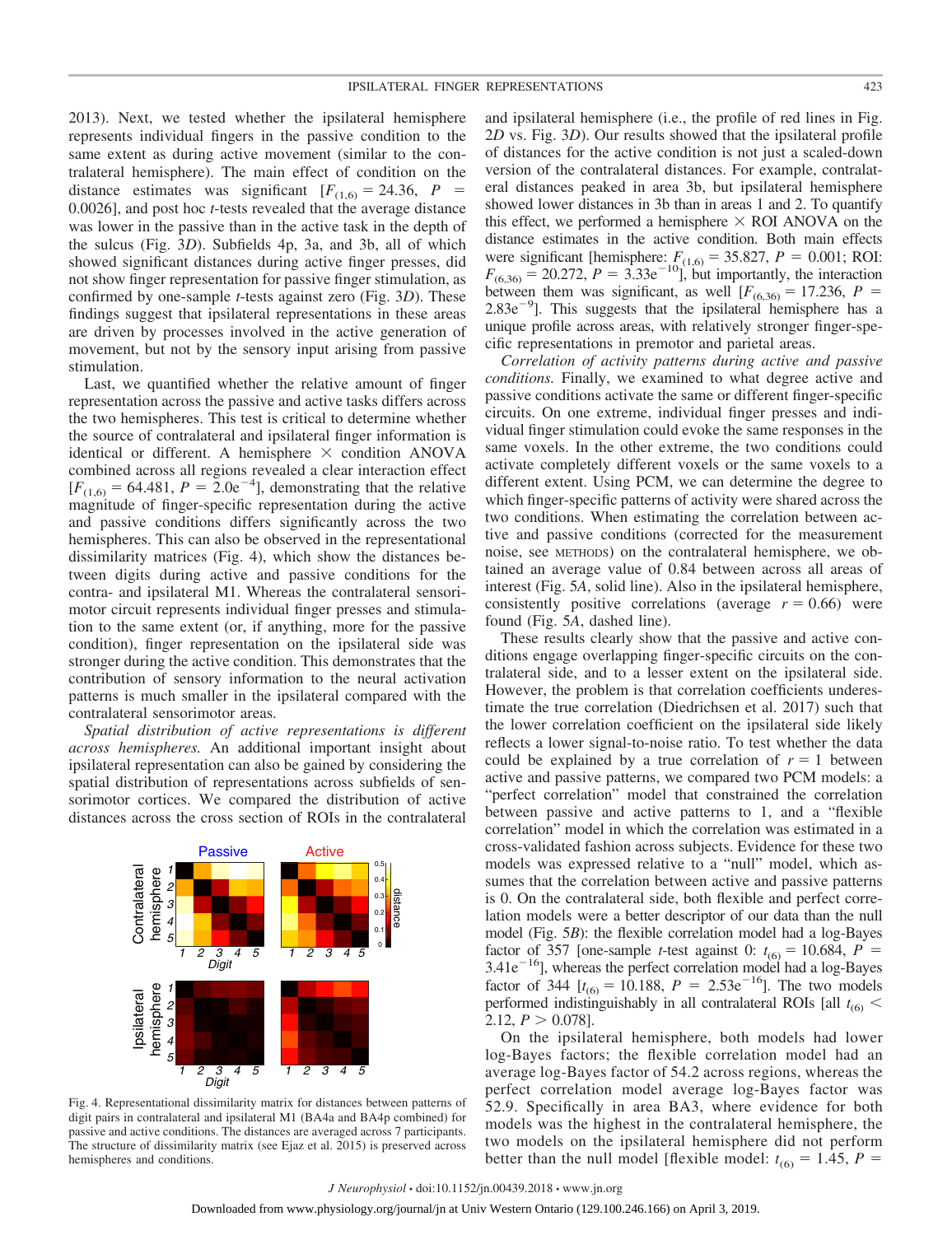2013). Next, we tested whether the ipsilateral hemisphere represents individual fingers in the passive condition to the same extent as during active movement (similar to the contralateral hemisphere). The main effect of condition on the distance estimates was significant [$F_{(1,6)} = 24.36$, $P = 0.0026$], and post hoc *t*-tests revealed that the average distance was lower in the passive than in the active task in the depth of the sulcus (Fig. 3*D*). Subfields 4p, 3a, and 3b, all of which showed significant distances during active finger presses, did not show finger representation for passive finger stimulation, as confirmed by one-sample *t*-tests against zero (Fig. 3*D*). These findings suggest that ipsilateral representations in these areas are driven by processes involved in the active generation of movement, but not by the sensory input arising from passive stimulation.

Last, we quantified whether the relative amount of finger representation across the passive and active tasks differs across the two hemispheres. This test is critical to determine whether the source of contralateral and ipsilateral finger information is identical or different. A hemisphere × condition ANOVA combined across all regions revealed a clear interaction effect [$F_{(1,6)} = 64.481$, $P = 2.0e^{-4}$], demonstrating that the relative magnitude of finger-specific representation during the active and passive conditions differs significantly across the two hemispheres. This can also be observed in the representational dissimilarity matrices (Fig. 4), which show the distances between digits during active and passive conditions for the contra- and ipsilateral M1. Whereas the contralateral sensorimotor circuit represents individual finger presses and stimulation to the same extent (or, if anything, more for the passive condition), finger representation on the ipsilateral side was stronger during the active condition. This demonstrates that the contribution of sensory information to the neural activation patterns is much smaller in the ipsilateral compared with the contralateral sensorimotor areas.

*Spatial distribution of active representations is different across hemispheres.* An additional important insight about ipsilateral representation can also be gained by considering the spatial distribution of representations across subfields of sensorimotor cortices. We compared the distribution of active distances across the cross section of ROIs in the contralateral and ipsilateral hemisphere (i.e., the profile of red lines in Fig. 2*D* vs. Fig. 3*D*). Our results showed that the ipsilateral profile of distances for the active condition is not just a scaled-down version of the contralateral distances. For example, contralateral distances peaked in area 3b, but ipsilateral hemisphere showed lower distances in 3b than in areas 1 and 2. To quantify this effect, we performed a hemisphere × ROI ANOVA on the distance estimates in the active condition. Both main effects were significant [hemisphere: $F_{(1,6)} = 35.827$, $P = 0.001$; ROI: $F_{(6,36)} = 20.272$, $P = 3.33e^{-10}$], but importantly, the interaction between them was significant, as well [$F_{(6,36)} = 17.236$, $P = 2.83e^{-9}$]. This suggests that the ipsilateral hemisphere has a unique profile across areas, with relatively stronger finger-specific representations in premotor and parietal areas.

*Correlation of activity patterns during active and passive conditions.* Finally, we examined to what degree active and passive conditions activate the same or different finger-specific circuits. On one extreme, individual finger presses and individual finger stimulation could evoke the same responses in the same voxels. In the other extreme, the two conditions could activate completely different voxels or the same voxels to a different extent. Using PCM, we can determine the degree to which finger-specific patterns of activity were shared across the two conditions. When estimating the correlation between active and passive conditions (corrected for the measurement noise, see METHODS) on the contralateral hemisphere, we obtained an average value of 0.84 between across all areas of interest (Fig. 5*A*, solid line). Also in the ipsilateral hemisphere, consistently positive correlations (average $r = 0.66$) were found (Fig. 5*A*, dashed line).

These results clearly show that the passive and active conditions engage overlapping finger-specific circuits on the contralateral side, and to a lesser extent on the ipsilateral side. However, the problem is that correlation coefficients underestimate the true correlation (Diedrichsen et al. 2017) such that the lower correlation coefficient on the ipsilateral side likely reflects a lower signal-to-noise ratio. To test whether the data could be explained by a true correlation of $r = 1$ between active and passive patterns, we compared two PCM models: a "perfect correlation" model that constrained the correlation between passive and active patterns to 1, and a "flexible correlation" model in which the correlation was estimated in a cross-validated fashion across subjects. Evidence for these two models was expressed relative to a "null" model, which assumes that the correlation between active and passive patterns is 0. On the contralateral side, both flexible and perfect correlation models were a better descriptor of our data than the null model (Fig. 5*B*): the flexible correlation model had a log-Bayes factor of 357 [one-sample *t*-test against 0: $t_{(6)} = 10.684$, $P = 3.41e^{-16}$], whereas the perfect correlation model had a log-Bayes factor of 344 [$t_{(6)} = 10.188$, $P = 2.53e^{-16}$]. The two models performed indistinguishably in all contralateral ROIs [all $t_{(6)} < 2.12$, $P > 0.078$].

On the ipsilateral hemisphere, both models had lower log-Bayes factors; the flexible correlation model had an average log-Bayes factor of 54.2 across regions, whereas the perfect correlation model average log-Bayes factor was 52.9. Specifically in area BA3, where evidence for both models was the highest in the contralateral hemisphere, the two models on the ipsilateral hemisphere did not perform better than the null model [flexible model: $t_{(6)} = 1.45$, $P =$

Fig. 4. Representational dissimilarity matrix for distances between patterns of digit pairs in contralateral and ipsilateral M1 (BA4a and BA4p combined) for passive and active conditions. The distances are averaged across 7 participants. The structure of dissimilarity matrix (see Ejaz et al. 2015) is preserved across hemispheres and conditions.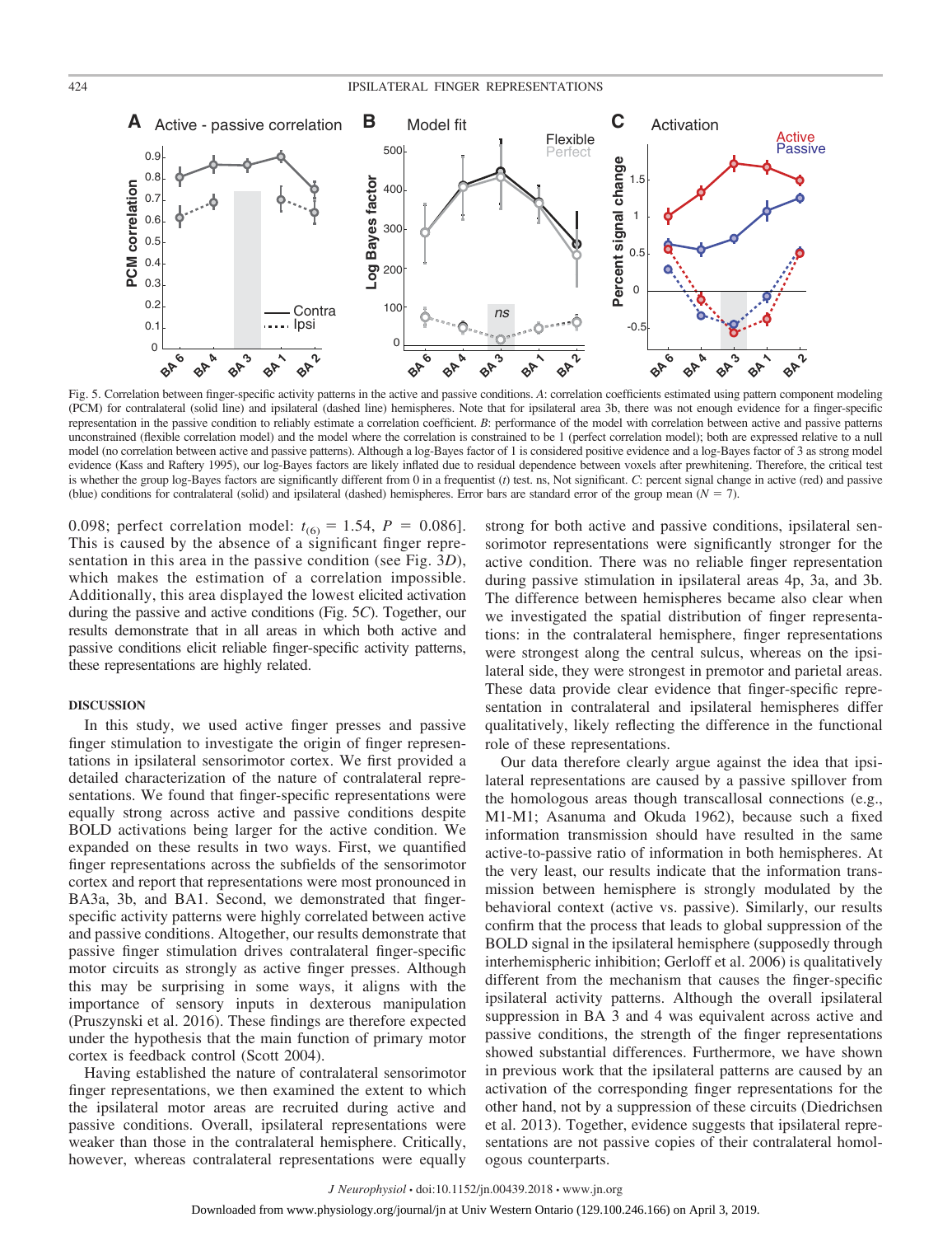Fig. 5. Correlation between finger-specific activity patterns in the active and passive conditions. *A*: correlation coefficients estimated using pattern component modeling (PCM) for contralateral (solid line) and ipsilateral (dashed line) hemispheres. Note that for ipsilateral area 3b, there was not enough evidence for a finger-specific representation in the passive condition to reliably estimate a correlation coefficient. *B*: performance of the model with correlation between active and passive patterns unconstrained (flexible correlation model) and the model where the correlation is constrained to be 1 (perfect correlation model); both are expressed relative to a null model (no correlation between active and passive patterns). Although a log-Bayes factor of 1 is considered positive evidence and a log-Bayes factor of 3 as strong model evidence (Kass and Raftery 1995), our log-Bayes factors are likely inflated due to residual dependence between voxels after prewhitening. Therefore, the critical test is whether the group log-Bayes factors are significantly different from 0 in a frequentist (*t*) test. ns, Not significant. *C*: percent signal change in active (red) and passive (blue) conditions for contralateral (solid) and ipsilateral (dashed) hemispheres. Error bars are standard error of the group mean ($N = 7$).

0.098; perfect correlation model: $t_{(6)} = 1.54$, $P = 0.086$]. This is caused by the absence of a significant finger representation in this area in the passive condition (see Fig. 3*D*), which makes the estimation of a correlation impossible. Additionally, this area displayed the lowest elicited activation during the passive and active conditions (Fig. 5*C*). Together, our results demonstrate that in all areas in which both active and passive conditions elicit reliable finger-specific activity patterns, these representations are highly related.

## DISCUSSION

In this study, we used active finger presses and passive finger stimulation to investigate the origin of finger representations in ipsilateral sensorimotor cortex. We first provided a detailed characterization of the nature of contralateral representations. We found that finger-specific representations were equally strong across active and passive conditions despite BOLD activations being larger for the active condition. We expanded on these results in two ways. First, we quantified finger representations across the subfields of the sensorimotor cortex and report that representations were most pronounced in BA3a, 3b, and BA1. Second, we demonstrated that finger-specific activity patterns were highly correlated between active and passive conditions. Altogether, our results demonstrate that passive finger stimulation drives contralateral finger-specific motor circuits as strongly as active finger presses. Although this may be surprising in some ways, it aligns with the importance of sensory inputs in dexterous manipulation (Pruszynski et al. 2016). These findings are therefore expected under the hypothesis that the main function of primary motor cortex is feedback control (Scott 2004).

Having established the nature of contralateral sensorimotor finger representations, we then examined the extent to which the ipsilateral motor areas are recruited during active and passive conditions. Overall, ipsilateral representations were weaker than those in the contralateral hemisphere. Critically, however, whereas contralateral representations were equally strong for both active and passive conditions, ipsilateral sensorimotor representations were significantly stronger for the active condition. There was no reliable finger representation during passive stimulation in ipsilateral areas 4p, 3a, and 3b. The difference between hemispheres became also clear when we investigated the spatial distribution of finger representations: in the contralateral hemisphere, finger representations were strongest along the central sulcus, whereas on the ipsilateral side, they were strongest in premotor and parietal areas. These data provide clear evidence that finger-specific representation in contralateral and ipsilateral hemispheres differ qualitatively, likely reflecting the difference in the functional role of these representations.

Our data therefore clearly argue against the idea that ipsilateral representations are caused by a passive spillover from the homologous areas though transcallosal connections (e.g., M1-M1; Asanuma and Okuda 1962), because such a fixed information transmission should have resulted in the same active-to-passive ratio of information in both hemispheres. At the very least, our results indicate that the information transmission between hemisphere is strongly modulated by the behavioral context (active vs. passive). Similarly, our results confirm that the process that leads to global suppression of the BOLD signal in the ipsilateral hemisphere (supposedly through interhemispheric inhibition; Gerloff et al. 2006) is qualitatively different from the mechanism that causes the finger-specific ipsilateral activity patterns. Although the overall ipsilateral suppression in BA 3 and 4 was equivalent across active and passive conditions, the strength of the finger representations showed substantial differences. Furthermore, we have shown in previous work that the ipsilateral patterns are caused by an activation of the corresponding finger representations for the other hand, not by a suppression of these circuits (Diedrichsen et al. 2013). Together, evidence suggests that ipsilateral representations are not passive copies of their contralateral homologous counterparts.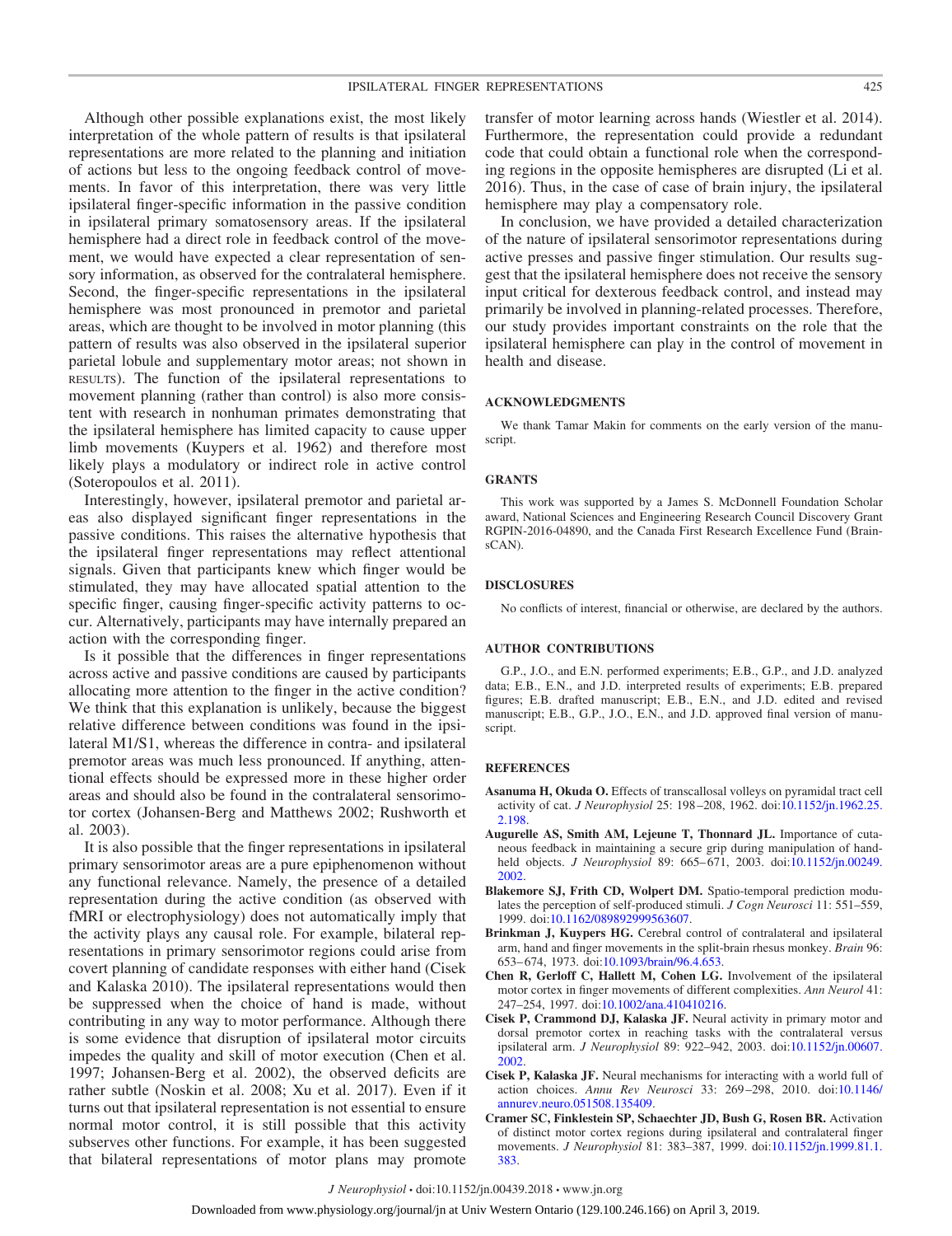Although other possible explanations exist, the most likely interpretation of the whole pattern of results is that ipsilateral representations are more related to the planning and initiation of actions but less to the ongoing feedback control of movements. In favor of this interpretation, there was very little ipsilateral finger-specific information in the passive condition in ipsilateral primary somatosensory areas. If the ipsilateral hemisphere had a direct role in feedback control of the movement, we would have expected a clear representation of sensory information, as observed for the contralateral hemisphere. Second, the finger-specific representations in the ipsilateral hemisphere was most pronounced in premotor and parietal areas, which are thought to be involved in motor planning (this pattern of results was also observed in the ipsilateral superior parietal lobule and supplementary motor areas; not shown in RESULTS). The function of the ipsilateral representations to movement planning (rather than control) is also more consistent with research in nonhuman primates demonstrating that the ipsilateral hemisphere has limited capacity to cause upper limb movements (Kuypers et al. 1962) and therefore most likely plays a modulatory or indirect role in active control (Soteropoulos et al. 2011).

Interestingly, however, ipsilateral premotor and parietal areas also displayed significant finger representations in the passive conditions. This raises the alternative hypothesis that the ipsilateral finger representations may reflect attentional signals. Given that participants knew which finger would be stimulated, they may have allocated spatial attention to the specific finger, causing finger-specific activity patterns to occur. Alternatively, participants may have internally prepared an action with the corresponding finger.

Is it possible that the differences in finger representations across active and passive conditions are caused by participants allocating more attention to the finger in the active condition? We think that this explanation is unlikely, because the biggest relative difference between conditions was found in the ipsilateral M1/S1, whereas the difference in contra- and ipsilateral premotor areas was much less pronounced. If anything, attentional effects should be expressed more in these higher order areas and should also be found in the contralateral sensorimotor cortex (Johansen-Berg and Matthews 2002; Rushworth et al. 2003).

It is also possible that the finger representations in ipsilateral primary sensorimotor areas are a pure epiphenomenon without any functional relevance. Namely, the presence of a detailed representation during the active condition (as observed with fMRI or electrophysiology) does not automatically imply that the activity plays any causal role. For example, bilateral representations in primary sensorimotor regions could arise from covert planning of candidate responses with either hand (Cisek and Kalaska 2010). The ipsilateral representations would then be suppressed when the choice of hand is made, without contributing in any way to motor performance. Although there is some evidence that disruption of ipsilateral motor circuits impedes the quality and skill of motor execution (Chen et al. 1997; Johansen-Berg et al. 2002), the observed deficits are rather subtle (Noskin et al. 2008; Xu et al. 2017). Even if it turns out that ipsilateral representation is not essential to ensure normal motor control, it is still possible that this activity subserves other functions. For example, it has been suggested that bilateral representations of motor plans may promote transfer of motor learning across hands (Wiestler et al. 2014). Furthermore, the representation could provide a redundant code that could obtain a functional role when the corresponding regions in the opposite hemispheres are disrupted (Li et al. 2016). Thus, in the case of case of brain injury, the ipsilateral hemisphere may play a compensatory role.

In conclusion, we have provided a detailed characterization of the nature of ipsilateral sensorimotor representations during active presses and passive finger stimulation. Our results suggest that the ipsilateral hemisphere does not receive the sensory input critical for dexterous feedback control, and instead may primarily be involved in planning-related processes. Therefore, our study provides important constraints on the role that the ipsilateral hemisphere can play in the control of movement in health and disease.

## ACKNOWLEDGMENTS

We thank Tamar Makin for comments on the early version of the manuscript.

## GRANTS

This work was supported by a James S. McDonnell Foundation Scholar award, National Sciences and Engineering Research Council Discovery Grant RGPIN-2016-04890, and the Canada First Research Excellence Fund (BrainsCAN).

## DISCLOSURES

No conflicts of interest, financial or otherwise, are declared by the authors.

## AUTHOR CONTRIBUTIONS

G.P., J.O., and E.N. performed experiments; E.B., G.P., and J.D. analyzed data; E.B., E.N., and J.D. interpreted results of experiments; E.B. prepared figures; E.B. drafted manuscript; E.B., E.N., and J.D. edited and revised manuscript; E.B., G.P., J.O., E.N., and J.D. approved final version of manuscript.

## REFERENCES

**Asanuma H, Okuda O.** Effects of transcallosal volleys on pyramidal tract cell activity of cat. *J Neurophysiol* 25: 198–208, 1962. doi:10.1152/jn.1962.25.2.198.

**Augurelle AS, Smith AM, Lejeune T, Thonnard JL.** Importance of cutaneous feedback in maintaining a secure grip during manipulation of hand-held objects. *J Neurophysiol* 89: 665–671, 2003. doi:10.1152/jn.00249.2002.

**Blakemore SJ, Frith CD, Wolpert DM.** Spatio-temporal prediction modulates the perception of self-produced stimuli. *J Cogn Neurosci* 11: 551–559, 1999. doi:10.1162/089892999563607.

**Brinkman J, Kuypers HG.** Cerebral control of contralateral and ipsilateral arm, hand and finger movements in the split-brain rhesus monkey. *Brain* 96: 653–674, 1973. doi:10.1093/brain/96.4.653.

**Chen R, Gerloff C, Hallett M, Cohen LG.** Involvement of the ipsilateral motor cortex in finger movements of different complexities. *Ann Neurol* 41: 247–254, 1997. doi:10.1002/ana.410410216.

**Cisek P, Crammond DJ, Kalaska JF.** Neural activity in primary motor and dorsal premotor cortex in reaching tasks with the contralateral versus ipsilateral arm. *J Neurophysiol* 89: 922–942, 2003. doi:10.1152/jn.00607.2002.

**Cisek P, Kalaska JF.** Neural mechanisms for interacting with a world full of action choices. *Annu Rev Neurosci* 33: 269–298, 2010. doi:10.1146/annurev.neuro.051508.135409.

**Cramer SC, Finklestein SP, Schaechter JD, Bush G, Rosen BR.** Activation of distinct motor cortex regions during ipsilateral and contralateral finger movements. *J Neurophysiol* 81: 383–387, 1999. doi:10.1152/jn.1999.81.1.383.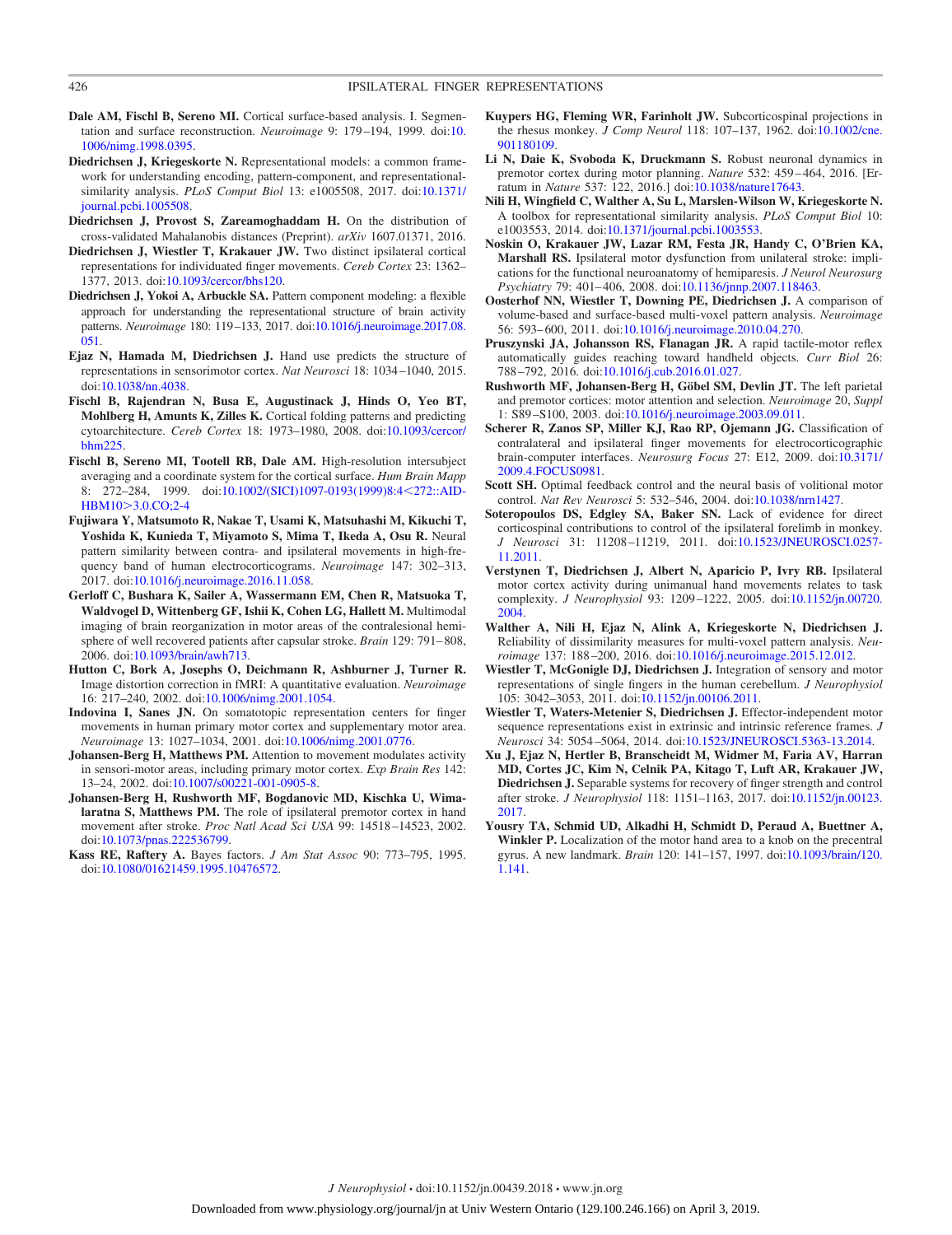**Dale AM, Fischl B, Sereno MI.** Cortical surface-based analysis. I. Segmentation and surface reconstruction. *Neuroimage* 9: 179–194, 1999. doi:10.1006/nimg.1998.0395.

**Diedrichsen J, Kriegeskorte N.** Representational models: a common framework for understanding encoding, pattern-component, and representational-similarity analysis. *PLoS Comput Biol* 13: e1005508, 2017. doi:10.1371/journal.pcbi.1005508.

**Diedrichsen J, Provost S, Zareamoghaddam H.** On the distribution of cross-validated Mahalanobis distances (Preprint). *arXiv* 1607.01371, 2016.

**Diedrichsen J, Wiestler T, Krakauer JW.** Two distinct ipsilateral cortical representations for individuated finger movements. *Cereb Cortex* 23: 1362–1377, 2013. doi:10.1093/cercor/bhs120.

**Diedrichsen J, Yokoi A, Arbuckle SA.** Pattern component modeling: a flexible approach for understanding the representational structure of brain activity patterns. *Neuroimage* 180: 119–133, 2017. doi:10.1016/j.neuroimage.2017.08.051.

**Ejaz N, Hamada M, Diedrichsen J.** Hand use predicts the structure of representations in sensorimotor cortex. *Nat Neurosci* 18: 1034–1040, 2015. doi:10.1038/nn.4038.

**Fischl B, Rajendran N, Busa E, Augustinack J, Hinds O, Yeo BT, Mohlberg H, Amunts K, Zilles K.** Cortical folding patterns and predicting cytoarchitecture. *Cereb Cortex* 18: 1973–1980, 2008. doi:10.1093/cercor/bhm225.

**Fischl B, Sereno MI, Tootell RB, Dale AM.** High-resolution intersubject averaging and a coordinate system for the cortical surface. *Hum Brain Mapp* 8: 272–284, 1999. doi:10.1002/(SICI)1097-0193(1999)8:4<272::AID-HBM10>3.0.CO;2-4

**Fujiwara Y, Matsumoto R, Nakae T, Usami K, Matsuhashi M, Kikuchi T, Yoshida K, Kunieda T, Miyamoto S, Mima T, Ikeda A, Osu R.** Neural pattern similarity between contra- and ipsilateral movements in high-frequency band of human electrocorticograms. *Neuroimage* 147: 302–313, 2017. doi:10.1016/j.neuroimage.2016.11.058.

**Gerloff C, Bushara K, Sailer A, Wassermann EM, Chen R, Matsuoka T, Waldvogel D, Wittenberg GF, Ishii K, Cohen LG, Hallett M.** Multimodal imaging of brain reorganization in motor areas of the contralesional hemisphere of well recovered patients after capsular stroke. *Brain* 129: 791–808, 2006. doi:10.1093/brain/awh713.

**Hutton C, Bork A, Josephs O, Deichmann R, Ashburner J, Turner R.** Image distortion correction in fMRI: A quantitative evaluation. *Neuroimage* 16: 217–240, 2002. doi:10.1006/nimg.2001.1054.

**Indovina I, Sanes JN.** On somatotopic representation centers for finger movements in human primary motor cortex and supplementary motor area. *Neuroimage* 13: 1027–1034, 2001. doi:10.1006/nimg.2001.0776.

**Johansen-Berg H, Matthews PM.** Attention to movement modulates activity in sensori-motor areas, including primary motor cortex. *Exp Brain Res* 142: 13–24, 2002. doi:10.1007/s00221-001-0905-8.

**Johansen-Berg H, Rushworth MF, Bogdanovic MD, Kischka U, Wimalaratna S, Matthews PM.** The role of ipsilateral premotor cortex in hand movement after stroke. *Proc Natl Acad Sci USA* 99: 14518–14523, 2002. doi:10.1073/pnas.222536799.

**Kass RE, Raftery A.** Bayes factors. *J Am Stat Assoc* 90: 773–795, 1995. doi:10.1080/01621459.1995.10476572.

**Kuypers HG, Fleming WR, Farinholt JW.** Subcorticospinal projections in the rhesus monkey. *J Comp Neurol* 118: 107–137, 1962. doi:10.1002/cne.901180109.

**Li N, Daie K, Svoboda K, Druckmann S.** Robust neuronal dynamics in premotor cortex during motor planning. *Nature* 532: 459–464, 2016. [Erratum in *Nature* 537: 122, 2016.] doi:10.1038/nature17643.

**Nili H, Wingfield C, Walther A, Su L, Marslen-Wilson W, Kriegeskorte N.** A toolbox for representational similarity analysis. *PLoS Comput Biol* 10: e1003553, 2014. doi:10.1371/journal.pcbi.1003553.

**Noskin O, Krakauer JW, Lazar RM, Festa JR, Handy C, O'Brien KA, Marshall RS.** Ipsilateral motor dysfunction from unilateral stroke: implications for the functional neuroanatomy of hemiparesis. *J Neurol Neurosurg Psychiatry* 79: 401–406, 2008. doi:10.1136/jnnp.2007.118463.

**Oosterhof NN, Wiestler T, Downing PE, Diedrichsen J.** A comparison of volume-based and surface-based multi-voxel pattern analysis. *Neuroimage* 56: 593–600, 2011. doi:10.1016/j.neuroimage.2010.04.270.

**Pruszynski JA, Johansson RS, Flanagan JR.** A rapid tactile-motor reflex automatically guides reaching toward handheld objects. *Curr Biol* 26: 788–792, 2016. doi:10.1016/j.cub.2016.01.027.

**Rushworth MF, Johansen-Berg H, Göbel SM, Devlin JT.** The left parietal and premotor cortices: motor attention and selection. *Neuroimage* 20, *Suppl* 1: S89–S100, 2003. doi:10.1016/j.neuroimage.2003.09.011.

**Scherer R, Zanos SP, Miller KJ, Rao RP, Ojemann JG.** Classification of contralateral and ipsilateral finger movements for electrocorticographic brain-computer interfaces. *Neurosurg Focus* 27: E12, 2009. doi:10.3171/2009.4.FOCUS0981.

**Scott SH.** Optimal feedback control and the neural basis of volitional motor control. *Nat Rev Neurosci* 5: 532–546, 2004. doi:10.1038/nrn1427.

**Soteropoulos DS, Edgley SA, Baker SN.** Lack of evidence for direct corticospinal contributions to control of the ipsilateral forelimb in monkey. *J Neurosci* 31: 11208–11219, 2011. doi:10.1523/JNEUROSCI.0257-11.2011.

**Verstynen T, Diedrichsen J, Albert N, Aparicio P, Ivry RB.** Ipsilateral motor cortex activity during unimanual hand movements relates to task complexity. *J Neurophysiol* 93: 1209–1222, 2005. doi:10.1152/jn.00720.2004.

**Walther A, Nili H, Ejaz N, Alink A, Kriegeskorte N, Diedrichsen J.** Reliability of dissimilarity measures for multi-voxel pattern analysis. *Neuroimage* 137: 188–200, 2016. doi:10.1016/j.neuroimage.2015.12.012.

**Wiestler T, McGonigle DJ, Diedrichsen J.** Integration of sensory and motor representations of single fingers in the human cerebellum. *J Neurophysiol* 105: 3042–3053, 2011. doi:10.1152/jn.00106.2011.

**Wiestler T, Waters-Metenier S, Diedrichsen J.** Effector-independent motor sequence representations exist in extrinsic and intrinsic reference frames. *J Neurosci* 34: 5054–5064, 2014. doi:10.1523/JNEUROSCI.5363-13.2014.

**Xu J, Ejaz N, Hertler B, Branscheidt M, Widmer M, Faria AV, Harran MD, Cortes JC, Kim N, Celnik PA, Kitago T, Luft AR, Krakauer JW, Diedrichsen J.** Separable systems for recovery of finger strength and control after stroke. *J Neurophysiol* 118: 1151–1163, 2017. doi:10.1152/jn.00123.2017.

**Yousry TA, Schmid UD, Alkadhi H, Schmidt D, Peraud A, Buettner A, Winkler P.** Localization of the motor hand area to a knob on the precentral gyrus. A new landmark. *Brain* 120: 141–157, 1997. doi:10.1093/brain/120.1.141.